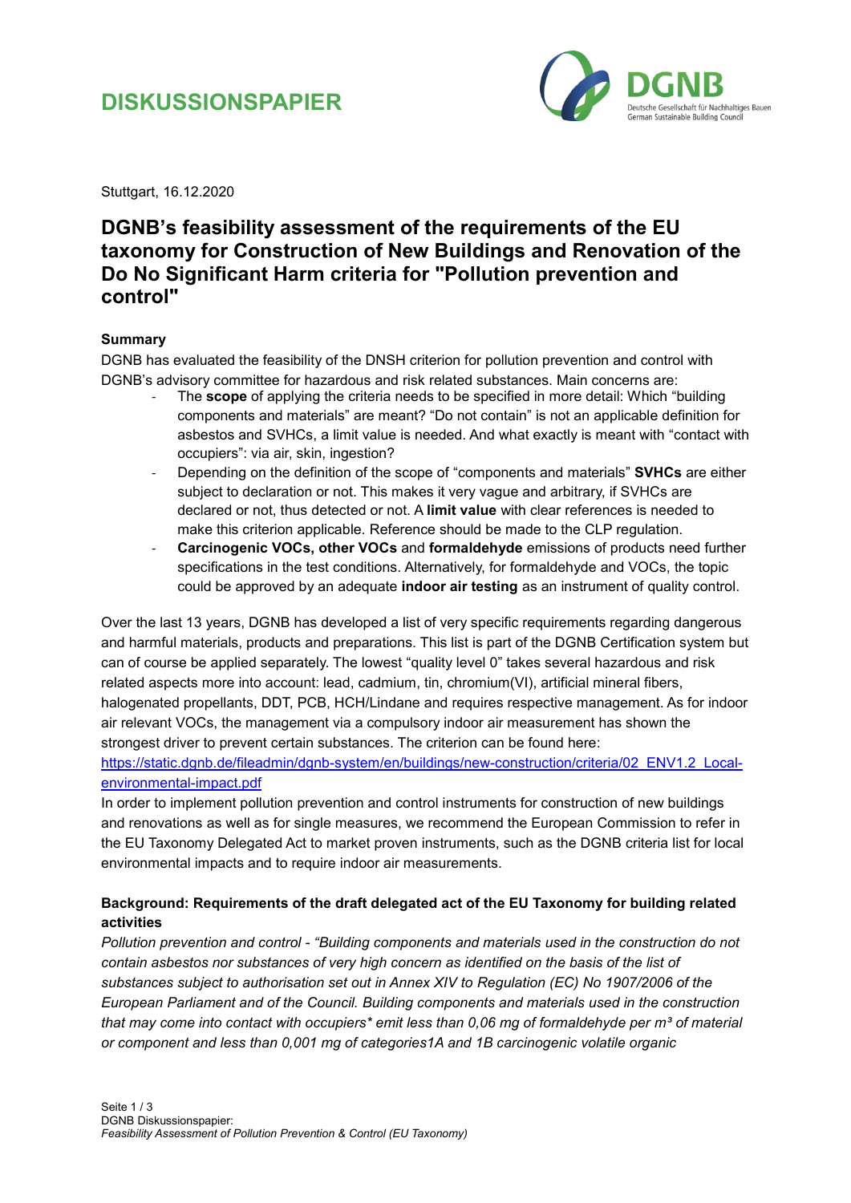# DISKUSSIONSPAPIER

DGNB
Deutsche Gesellschaft für Nachhaltiges Bauen
German Sustainable Building Council

Stuttgart, 16.12.2020

## DGNB's feasibility assessment of the requirements of the EU taxonomy for Construction of New Buildings and Renovation of the Do No Significant Harm criteria for "Pollution prevention and control"

### Summary

DGNB has evaluated the feasibility of the DNSH criterion for pollution prevention and control with DGNB's advisory committee for hazardous and risk related substances. Main concerns are:

- The **scope** of applying the criteria needs to be specified in more detail: Which "building components and materials" are meant? "Do not contain" is not an applicable definition for asbestos and SVHCs, a limit value is needed. And what exactly is meant with "contact with occupiers": via air, skin, ingestion?
- Depending on the definition of the scope of "components and materials" **SVHCs** are either subject to declaration or not. This makes it very vague and arbitrary, if SVHCs are declared or not, thus detected or not. A **limit value** with clear references is needed to make this criterion applicable. Reference should be made to the CLP regulation.
- **Carcinogenic VOCs, other VOCs** and **formaldehyde** emissions of products need further specifications in the test conditions. Alternatively, for formaldehyde and VOCs, the topic could be approved by an adequate **indoor air testing** as an instrument of quality control.

Over the last 13 years, DGNB has developed a list of very specific requirements regarding dangerous and harmful materials, products and preparations. This list is part of the DGNB Certification system but can of course be applied separately. The lowest "quality level 0" takes several hazardous and risk related aspects more into account: lead, cadmium, tin, chromium(VI), artificial mineral fibers, halogenated propellants, DDT, PCB, HCH/Lindane and requires respective management. As for indoor air relevant VOCs, the management via a compulsory indoor air measurement has shown the strongest driver to prevent certain substances. The criterion can be found here: [https://static.dgnb.de/fileadmin/dgnb-system/en/buildings/new-construction/criteria/02_ENV1.2_Local-environmental-impact.pdf](https://static.dgnb.de/fileadmin/dgnb-system/en/buildings/new-construction/criteria/02_ENV1.2_Local-environmental-impact.pdf)

In order to implement pollution prevention and control instruments for construction of new buildings and renovations as well as for single measures, we recommend the European Commission to refer in the EU Taxonomy Delegated Act to market proven instruments, such as the DGNB criteria list for local environmental impacts and to require indoor air measurements.

### Background: Requirements of the draft delegated act of the EU Taxonomy for building related activities

*Pollution prevention and control - "Building components and materials used in the construction do not contain asbestos nor substances of very high concern as identified on the basis of the list of substances subject to authorisation set out in Annex XIV to Regulation (EC) No 1907/2006 of the European Parliament and of the Council. Building components and materials used in the construction that may come into contact with occupiers\* emit less than 0,06 mg of formaldehyde per m³ of material or component and less than 0,001 mg of categories1A and 1B carcinogenic volatile organic*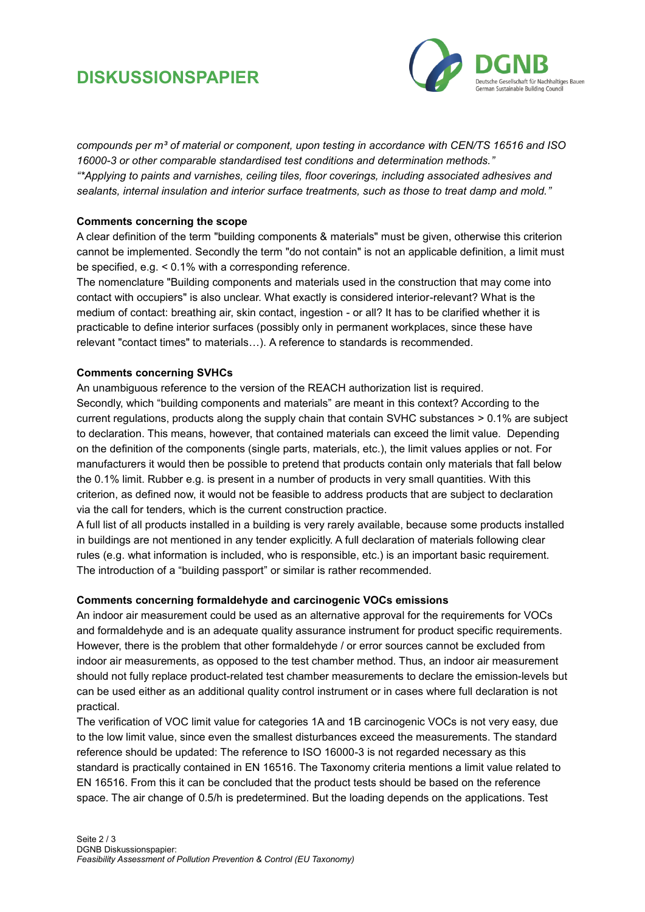*compounds per m³ of material or component, upon testing in accordance with CEN/TS 16516 and ISO 16000-3 or other comparable standardised test conditions and determination methods."*
*"\*Applying to paints and varnishes, ceiling tiles, floor coverings, including associated adhesives and sealants, internal insulation and interior surface treatments, such as those to treat damp and mold."*

**Comments concerning the scope**

A clear definition of the term "building components & materials" must be given, otherwise this criterion cannot be implemented. Secondly the term "do not contain" is not an applicable definition, a limit must be specified, e.g. < 0.1% with a corresponding reference.

The nomenclature "Building components and materials used in the construction that may come into contact with occupiers" is also unclear. What exactly is considered interior-relevant? What is the medium of contact: breathing air, skin contact, ingestion - or all? It has to be clarified whether it is practicable to define interior surfaces (possibly only in permanent workplaces, since these have relevant "contact times" to materials…). A reference to standards is recommended.

**Comments concerning SVHCs**

An unambiguous reference to the version of the REACH authorization list is required.

Secondly, which "building components and materials" are meant in this context? According to the current regulations, products along the supply chain that contain SVHC substances > 0.1% are subject to declaration. This means, however, that contained materials can exceed the limit value. Depending on the definition of the components (single parts, materials, etc.), the limit values applies or not. For manufacturers it would then be possible to pretend that products contain only materials that fall below the 0.1% limit. Rubber e.g. is present in a number of products in very small quantities. With this criterion, as defined now, it would not be feasible to address products that are subject to declaration via the call for tenders, which is the current construction practice.

A full list of all products installed in a building is very rarely available, because some products installed in buildings are not mentioned in any tender explicitly. A full declaration of materials following clear rules (e.g. what information is included, who is responsible, etc.) is an important basic requirement. The introduction of a "building passport" or similar is rather recommended.

**Comments concerning formaldehyde and carcinogenic VOCs emissions**

An indoor air measurement could be used as an alternative approval for the requirements for VOCs and formaldehyde and is an adequate quality assurance instrument for product specific requirements. However, there is the problem that other formaldehyde / or error sources cannot be excluded from indoor air measurements, as opposed to the test chamber method. Thus, an indoor air measurement should not fully replace product-related test chamber measurements to declare the emission-levels but can be used either as an additional quality control instrument or in cases where full declaration is not practical.

The verification of VOC limit value for categories 1A and 1B carcinogenic VOCs is not very easy, due to the low limit value, since even the smallest disturbances exceed the measurements. The standard reference should be updated: The reference to ISO 16000-3 is not regarded necessary as this standard is practically contained in EN 16516. The Taxonomy criteria mentions a limit value related to EN 16516. From this it can be concluded that the product tests should be based on the reference space. The air change of 0.5/h is predetermined. But the loading depends on the applications. Test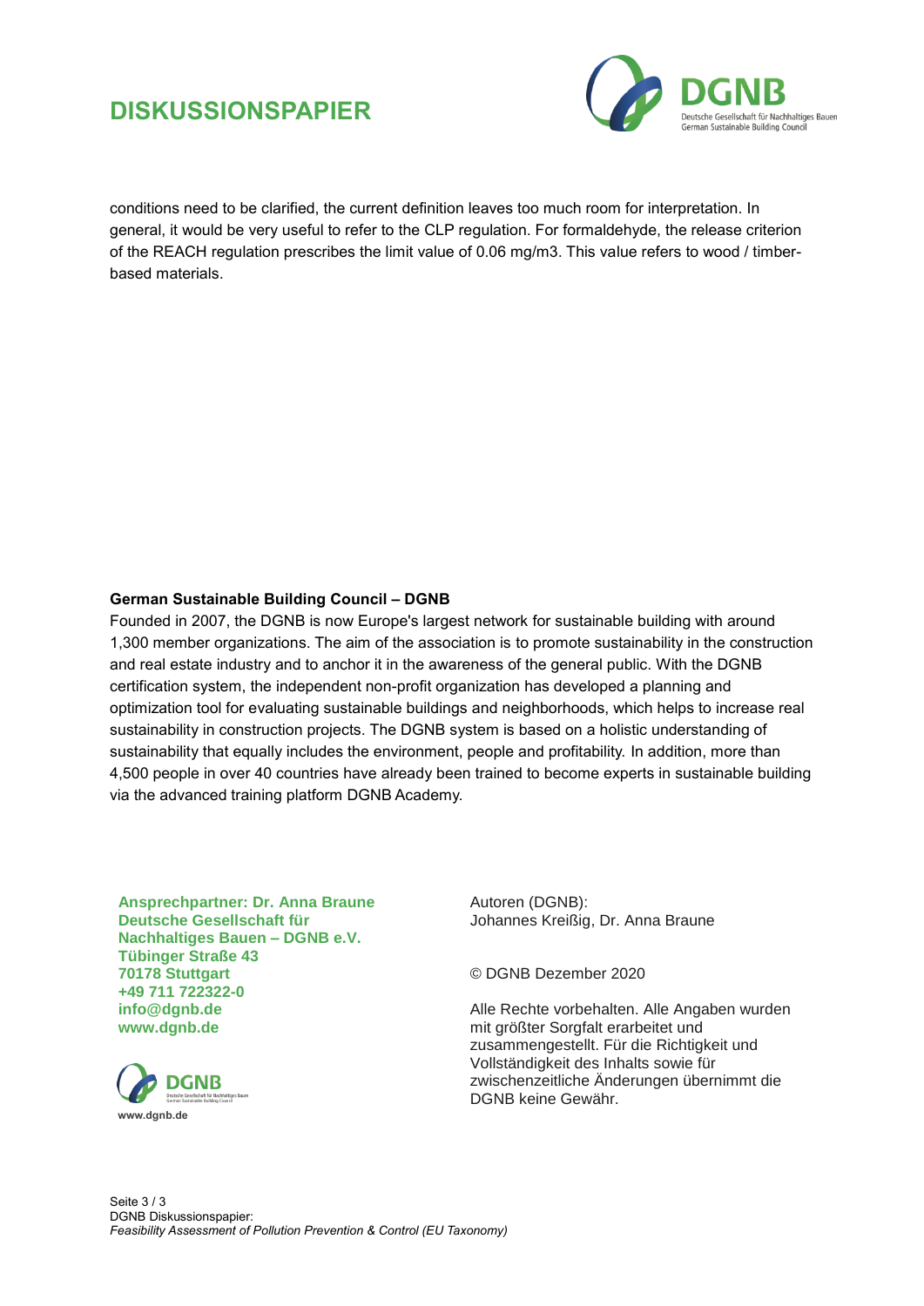conditions need to be clarified, the current definition leaves too much room for interpretation. In general, it would be very useful to refer to the CLP regulation. For formaldehyde, the release criterion of the REACH regulation prescribes the limit value of 0.06 mg/m3. This value refers to wood / timber-based materials.

**German Sustainable Building Council – DGNB**

Founded in 2007, the DGNB is now Europe's largest network for sustainable building with around 1,300 member organizations. The aim of the association is to promote sustainability in the construction and real estate industry and to anchor it in the awareness of the general public. With the DGNB certification system, the independent non-profit organization has developed a planning and optimization tool for evaluating sustainable buildings and neighborhoods, which helps to increase real sustainability in construction projects. The DGNB system is based on a holistic understanding of sustainability that equally includes the environment, people and profitability. In addition, more than 4,500 people in over 40 countries have already been trained to become experts in sustainable building via the advanced training platform DGNB Academy.

**Ansprechpartner: Dr. Anna Braune**
**Deutsche Gesellschaft für Nachhaltiges Bauen – DGNB e.V.**
**Tübinger Straße 43**
**70178 Stuttgart**
**+49 711 722322-0**
**info@dgnb.de**
**www.dgnb.de**

www.dgnb.de

Autoren (DGNB):
Johannes Kreißig, Dr. Anna Braune

© DGNB Dezember 2020

Alle Rechte vorbehalten. Alle Angaben wurden mit größter Sorgfalt erarbeitet und zusammengestellt. Für die Richtigkeit und Vollständigkeit des Inhalts sowie für zwischenzeitliche Änderungen übernimmt die DGNB keine Gewähr.